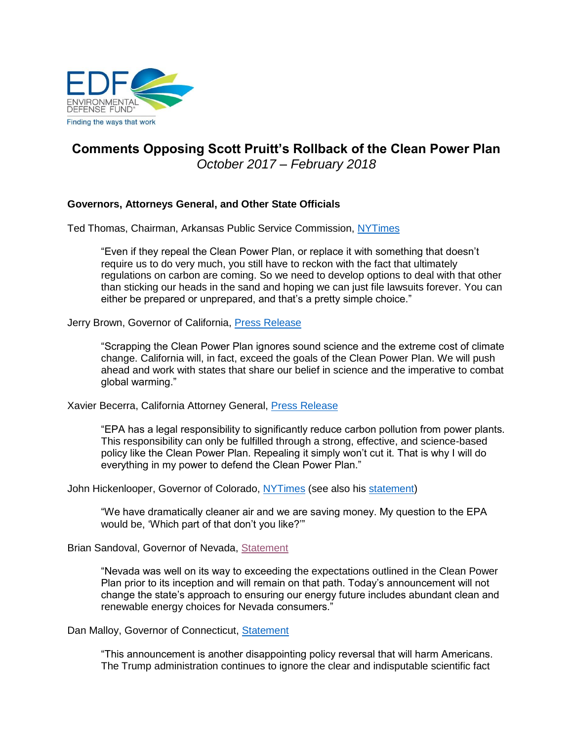EDF ENVIRONMENTAL DEFENSE FUND®
Finding the ways that work

# Comments Opposing Scott Pruitt's Rollback of the Clean Power Plan

*October 2017 – February 2018*

**Governors, Attorneys General, and Other State Officials**

Ted Thomas, Chairman, Arkansas Public Service Commission, NYTimes

> "Even if they repeal the Clean Power Plan, or replace it with something that doesn't require us to do very much, you still have to reckon with the fact that ultimately regulations on carbon are coming. So we need to develop options to deal with that other than sticking our heads in the sand and hoping we can just file lawsuits forever. You can either be prepared or unprepared, and that's a pretty simple choice."

Jerry Brown, Governor of California, Press Release

> "Scrapping the Clean Power Plan ignores sound science and the extreme cost of climate change. California will, in fact, exceed the goals of the Clean Power Plan. We will push ahead and work with states that share our belief in science and the imperative to combat global warming."

Xavier Becerra, California Attorney General, Press Release

> "EPA has a legal responsibility to significantly reduce carbon pollution from power plants. This responsibility can only be fulfilled through a strong, effective, and science-based policy like the Clean Power Plan. Repealing it simply won't cut it. That is why I will do everything in my power to defend the Clean Power Plan."

John Hickenlooper, Governor of Colorado, NYTimes (see also his statement)

> "We have dramatically cleaner air and we are saving money. My question to the EPA would be, 'Which part of that don't you like?'"

Brian Sandoval, Governor of Nevada, Statement

> "Nevada was well on its way to exceeding the expectations outlined in the Clean Power Plan prior to its inception and will remain on that path. Today's announcement will not change the state's approach to ensuring our energy future includes abundant clean and renewable energy choices for Nevada consumers."

Dan Malloy, Governor of Connecticut, Statement

> "This announcement is another disappointing policy reversal that will harm Americans. The Trump administration continues to ignore the clear and indisputable scientific fact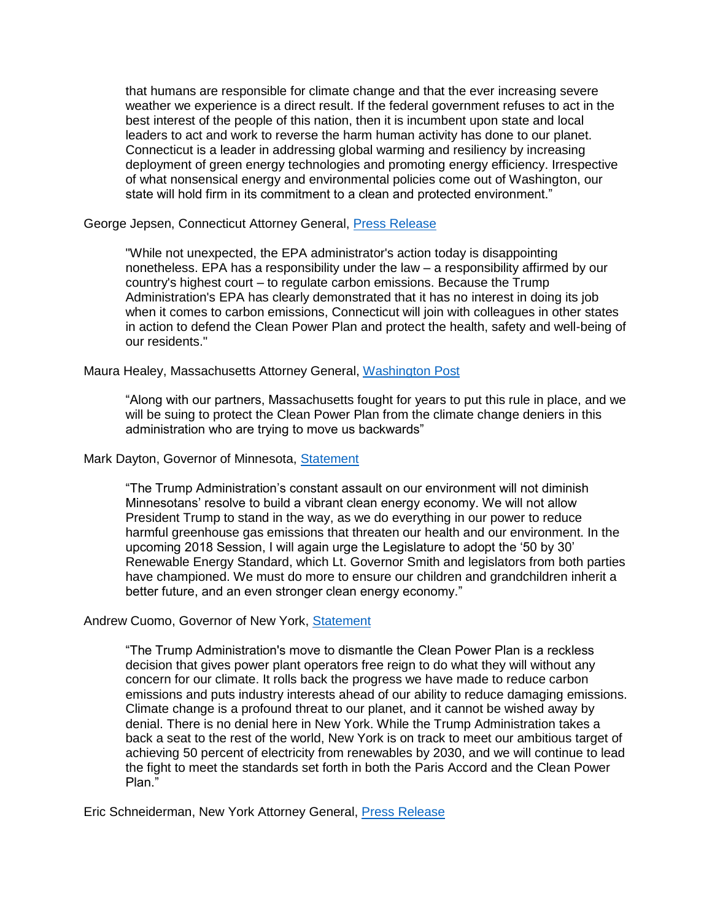> that humans are responsible for climate change and that the ever increasing severe weather we experience is a direct result. If the federal government refuses to act in the best interest of the people of this nation, then it is incumbent upon state and local leaders to act and work to reverse the harm human activity has done to our planet. Connecticut is a leader in addressing global warming and resiliency by increasing deployment of green energy technologies and promoting energy efficiency. Irrespective of what nonsensical energy and environmental policies come out of Washington, our state will hold firm in its commitment to a clean and protected environment."

George Jepsen, Connecticut Attorney General, [Press Release]

> "While not unexpected, the EPA administrator's action today is disappointing nonetheless. EPA has a responsibility under the law – a responsibility affirmed by our country's highest court – to regulate carbon emissions. Because the Trump Administration's EPA has clearly demonstrated that it has no interest in doing its job when it comes to carbon emissions, Connecticut will join with colleagues in other states in action to defend the Clean Power Plan and protect the health, safety and well-being of our residents."

Maura Healey, Massachusetts Attorney General, [Washington Post]

> "Along with our partners, Massachusetts fought for years to put this rule in place, and we will be suing to protect the Clean Power Plan from the climate change deniers in this administration who are trying to move us backwards"

Mark Dayton, Governor of Minnesota, [Statement]

> "The Trump Administration's constant assault on our environment will not diminish Minnesotans' resolve to build a vibrant clean energy economy. We will not allow President Trump to stand in the way, as we do everything in our power to reduce harmful greenhouse gas emissions that threaten our health and our environment. In the upcoming 2018 Session, I will again urge the Legislature to adopt the '50 by 30' Renewable Energy Standard, which Lt. Governor Smith and legislators from both parties have championed. We must do more to ensure our children and grandchildren inherit a better future, and an even stronger clean energy economy."

Andrew Cuomo, Governor of New York, [Statement]

> "The Trump Administration's move to dismantle the Clean Power Plan is a reckless decision that gives power plant operators free reign to do what they will without any concern for our climate. It rolls back the progress we have made to reduce carbon emissions and puts industry interests ahead of our ability to reduce damaging emissions. Climate change is a profound threat to our planet, and it cannot be wished away by denial. There is no denial here in New York. While the Trump Administration takes a back a seat to the rest of the world, New York is on track to meet our ambitious target of achieving 50 percent of electricity from renewables by 2030, and we will continue to lead the fight to meet the standards set forth in both the Paris Accord and the Clean Power Plan."

Eric Schneiderman, New York Attorney General, [Press Release]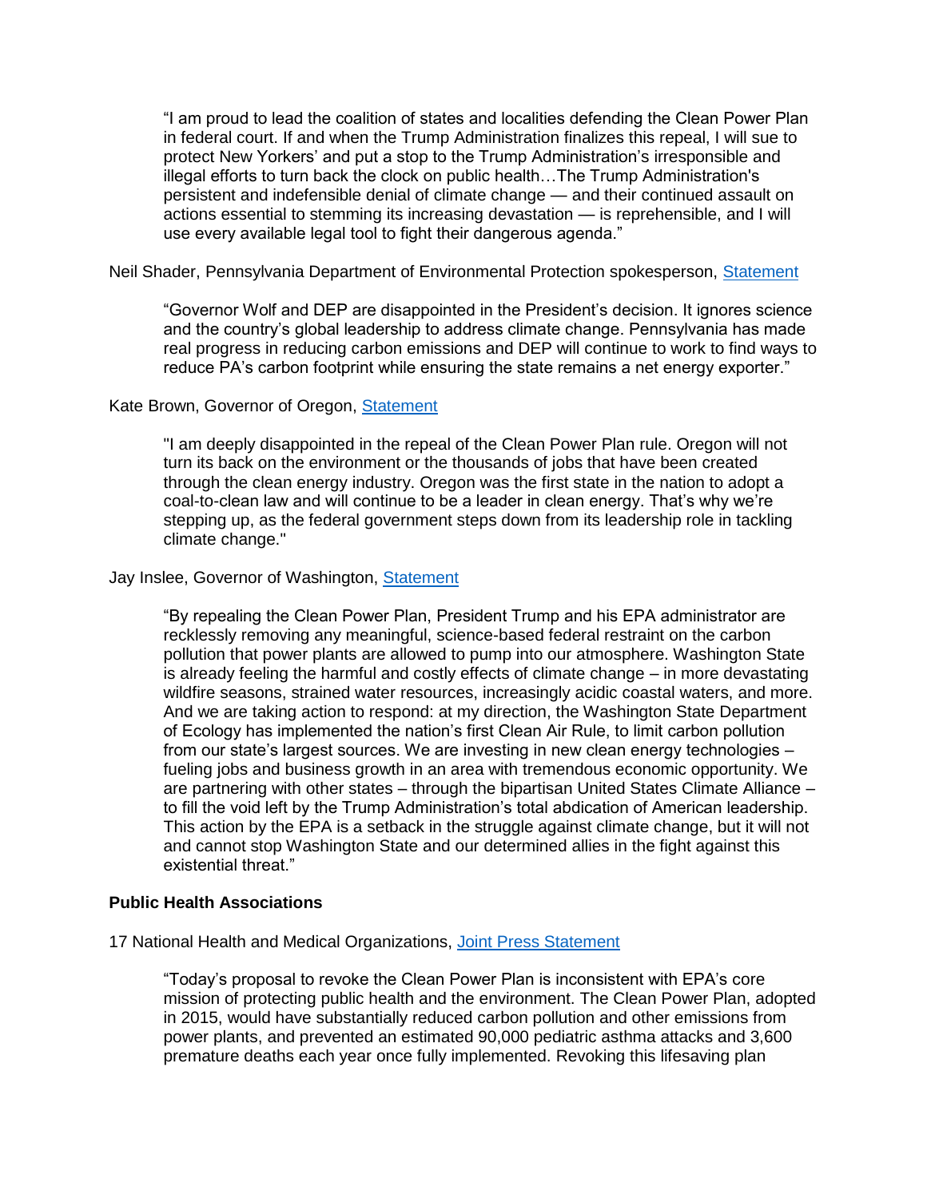> "I am proud to lead the coalition of states and localities defending the Clean Power Plan in federal court. If and when the Trump Administration finalizes this repeal, I will sue to protect New Yorkers' and put a stop to the Trump Administration's irresponsible and illegal efforts to turn back the clock on public health…The Trump Administration's persistent and indefensible denial of climate change — and their continued assault on actions essential to stemming its increasing devastation — is reprehensible, and I will use every available legal tool to fight their dangerous agenda."

Neil Shader, Pennsylvania Department of Environmental Protection spokesperson, Statement

> "Governor Wolf and DEP are disappointed in the President's decision. It ignores science and the country's global leadership to address climate change. Pennsylvania has made real progress in reducing carbon emissions and DEP will continue to work to find ways to reduce PA's carbon footprint while ensuring the state remains a net energy exporter."

Kate Brown, Governor of Oregon, Statement

> "I am deeply disappointed in the repeal of the Clean Power Plan rule. Oregon will not turn its back on the environment or the thousands of jobs that have been created through the clean energy industry. Oregon was the first state in the nation to adopt a coal-to-clean law and will continue to be a leader in clean energy. That's why we're stepping up, as the federal government steps down from its leadership role in tackling climate change."

Jay Inslee, Governor of Washington, Statement

> "By repealing the Clean Power Plan, President Trump and his EPA administrator are recklessly removing any meaningful, science-based federal restraint on the carbon pollution that power plants are allowed to pump into our atmosphere. Washington State is already feeling the harmful and costly effects of climate change – in more devastating wildfire seasons, strained water resources, increasingly acidic coastal waters, and more. And we are taking action to respond: at my direction, the Washington State Department of Ecology has implemented the nation's first Clean Air Rule, to limit carbon pollution from our state's largest sources. We are investing in new clean energy technologies – fueling jobs and business growth in an area with tremendous economic opportunity. We are partnering with other states – through the bipartisan United States Climate Alliance – to fill the void left by the Trump Administration's total abdication of American leadership. This action by the EPA is a setback in the struggle against climate change, but it will not and cannot stop Washington State and our determined allies in the fight against this existential threat."

**Public Health Associations**

17 National Health and Medical Organizations, Joint Press Statement

> "Today's proposal to revoke the Clean Power Plan is inconsistent with EPA's core mission of protecting public health and the environment. The Clean Power Plan, adopted in 2015, would have substantially reduced carbon pollution and other emissions from power plants, and prevented an estimated 90,000 pediatric asthma attacks and 3,600 premature deaths each year once fully implemented. Revoking this lifesaving plan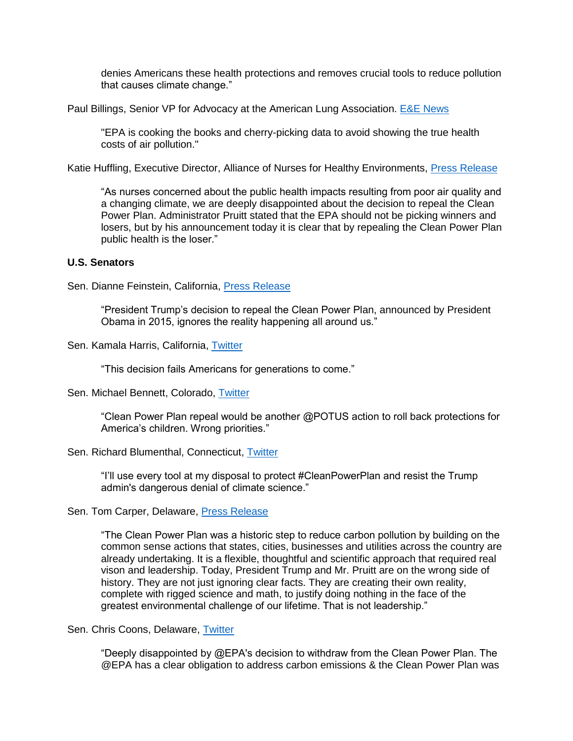> denies Americans these health protections and removes crucial tools to reduce pollution that causes climate change."

Paul Billings, Senior VP for Advocacy at the American Lung Association. [E&E News]

> "EPA is cooking the books and cherry-picking data to avoid showing the true health costs of air pollution."

Katie Huffling, Executive Director, Alliance of Nurses for Healthy Environments, [Press Release]

> "As nurses concerned about the public health impacts resulting from poor air quality and a changing climate, we are deeply disappointed about the decision to repeal the Clean Power Plan. Administrator Pruitt stated that the EPA should not be picking winners and losers, but by his announcement today it is clear that by repealing the Clean Power Plan public health is the loser."

**U.S. Senators**

Sen. Dianne Feinstein, California, [Press Release]

> "President Trump's decision to repeal the Clean Power Plan, announced by President Obama in 2015, ignores the reality happening all around us."

Sen. Kamala Harris, California, [Twitter]

> "This decision fails Americans for generations to come."

Sen. Michael Bennett, Colorado, [Twitter]

> "Clean Power Plan repeal would be another @POTUS action to roll back protections for America's children. Wrong priorities."

Sen. Richard Blumenthal, Connecticut, [Twitter]

> "I'll use every tool at my disposal to protect #CleanPowerPlan and resist the Trump admin's dangerous denial of climate science."

Sen. Tom Carper, Delaware, [Press Release]

> "The Clean Power Plan was a historic step to reduce carbon pollution by building on the common sense actions that states, cities, businesses and utilities across the country are already undertaking. It is a flexible, thoughtful and scientific approach that required real vison and leadership. Today, President Trump and Mr. Pruitt are on the wrong side of history. They are not just ignoring clear facts. They are creating their own reality, complete with rigged science and math, to justify doing nothing in the face of the greatest environmental challenge of our lifetime. That is not leadership."

Sen. Chris Coons, Delaware, [Twitter]

> "Deeply disappointed by @EPA's decision to withdraw from the Clean Power Plan. The @EPA has a clear obligation to address carbon emissions & the Clean Power Plan was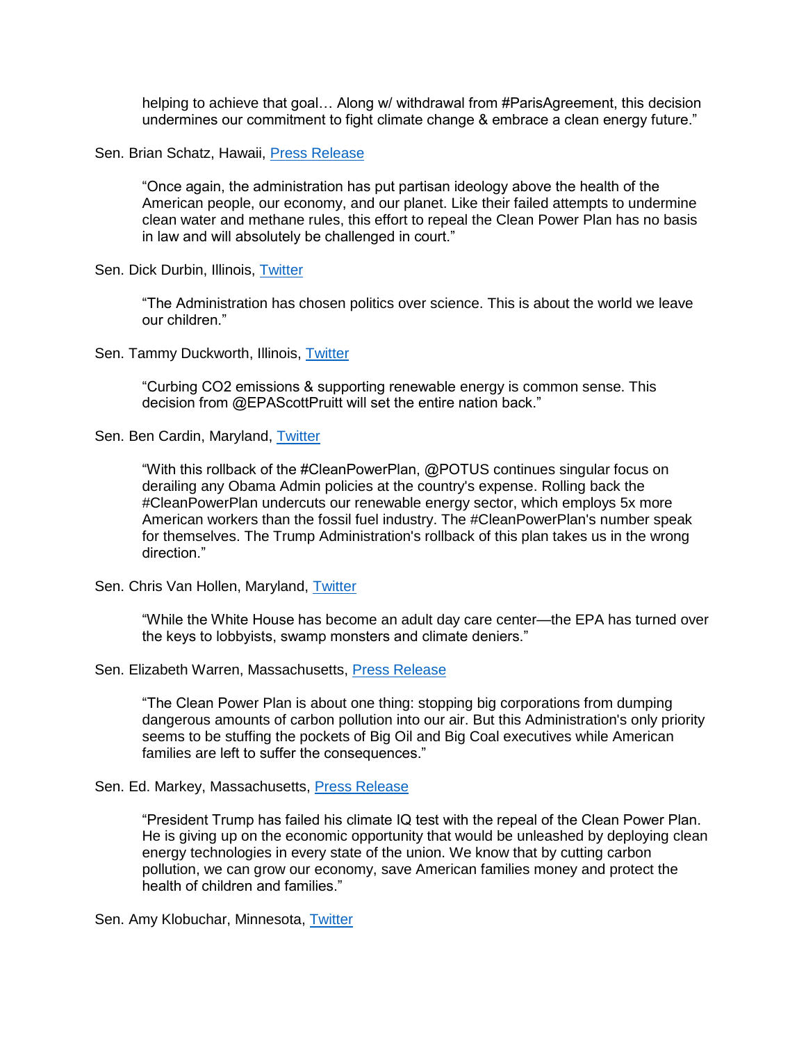helping to achieve that goal… Along w/ withdrawal from #ParisAgreement, this decision undermines our commitment to fight climate change & embrace a clean energy future."

Sen. Brian Schatz, Hawaii, [Press Release]()

> "Once again, the administration has put partisan ideology above the health of the American people, our economy, and our planet. Like their failed attempts to undermine clean water and methane rules, this effort to repeal the Clean Power Plan has no basis in law and will absolutely be challenged in court."

Sen. Dick Durbin, Illinois, [Twitter]()

> "The Administration has chosen politics over science. This is about the world we leave our children."

Sen. Tammy Duckworth, Illinois, [Twitter]()

> "Curbing CO2 emissions & supporting renewable energy is common sense. This decision from @EPAScottPruitt will set the entire nation back."

Sen. Ben Cardin, Maryland, [Twitter]()

> "With this rollback of the #CleanPowerPlan, @POTUS continues singular focus on derailing any Obama Admin policies at the country's expense. Rolling back the #CleanPowerPlan undercuts our renewable energy sector, which employs 5x more American workers than the fossil fuel industry. The #CleanPowerPlan's number speak for themselves. The Trump Administration's rollback of this plan takes us in the wrong direction."

Sen. Chris Van Hollen, Maryland, [Twitter]()

> "While the White House has become an adult day care center—the EPA has turned over the keys to lobbyists, swamp monsters and climate deniers."

Sen. Elizabeth Warren, Massachusetts, [Press Release]()

> "The Clean Power Plan is about one thing: stopping big corporations from dumping dangerous amounts of carbon pollution into our air. But this Administration's only priority seems to be stuffing the pockets of Big Oil and Big Coal executives while American families are left to suffer the consequences."

Sen. Ed. Markey, Massachusetts, [Press Release]()

> "President Trump has failed his climate IQ test with the repeal of the Clean Power Plan. He is giving up on the economic opportunity that would be unleashed by deploying clean energy technologies in every state of the union. We know that by cutting carbon pollution, we can grow our economy, save American families money and protect the health of children and families."

Sen. Amy Klobuchar, Minnesota, [Twitter]()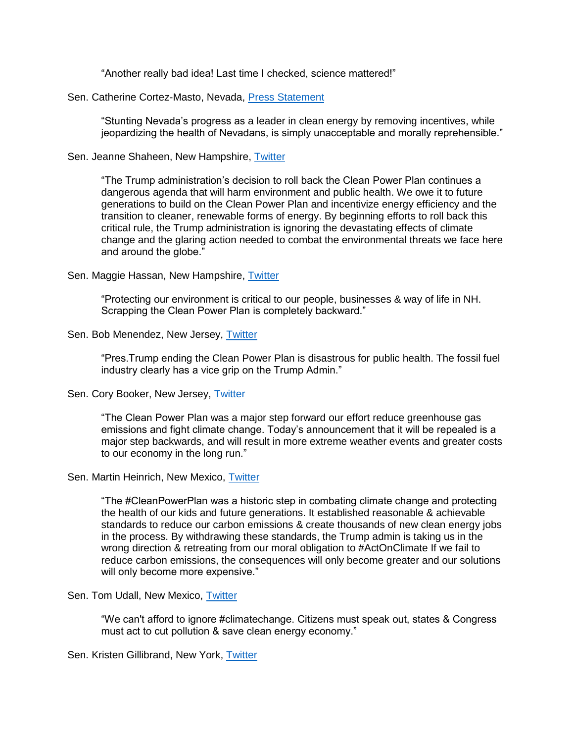> "Another really bad idea! Last time I checked, science mattered!"

Sen. Catherine Cortez-Masto, Nevada, [Press Statement]

> "Stunting Nevada's progress as a leader in clean energy by removing incentives, while jeopardizing the health of Nevadans, is simply unacceptable and morally reprehensible."

Sen. Jeanne Shaheen, New Hampshire, [Twitter]

> "The Trump administration's decision to roll back the Clean Power Plan continues a dangerous agenda that will harm environment and public health. We owe it to future generations to build on the Clean Power Plan and incentivize energy efficiency and the transition to cleaner, renewable forms of energy. By beginning efforts to roll back this critical rule, the Trump administration is ignoring the devastating effects of climate change and the glaring action needed to combat the environmental threats we face here and around the globe."

Sen. Maggie Hassan, New Hampshire, [Twitter]

> "Protecting our environment is critical to our people, businesses & way of life in NH. Scrapping the Clean Power Plan is completely backward."

Sen. Bob Menendez, New Jersey, [Twitter]

> "Pres.Trump ending the Clean Power Plan is disastrous for public health. The fossil fuel industry clearly has a vice grip on the Trump Admin."

Sen. Cory Booker, New Jersey, [Twitter]

> "The Clean Power Plan was a major step forward our effort reduce greenhouse gas emissions and fight climate change. Today's announcement that it will be repealed is a major step backwards, and will result in more extreme weather events and greater costs to our economy in the long run."

Sen. Martin Heinrich, New Mexico, [Twitter]

> "The #CleanPowerPlan was a historic step in combating climate change and protecting the health of our kids and future generations. It established reasonable & achievable standards to reduce our carbon emissions & create thousands of new clean energy jobs in the process. By withdrawing these standards, the Trump admin is taking us in the wrong direction & retreating from our moral obligation to #ActOnClimate If we fail to reduce carbon emissions, the consequences will only become greater and our solutions will only become more expensive."

Sen. Tom Udall, New Mexico, [Twitter]

> "We can't afford to ignore #climatechange. Citizens must speak out, states & Congress must act to cut pollution & save clean energy economy."

Sen. Kristen Gillibrand, New York, [Twitter]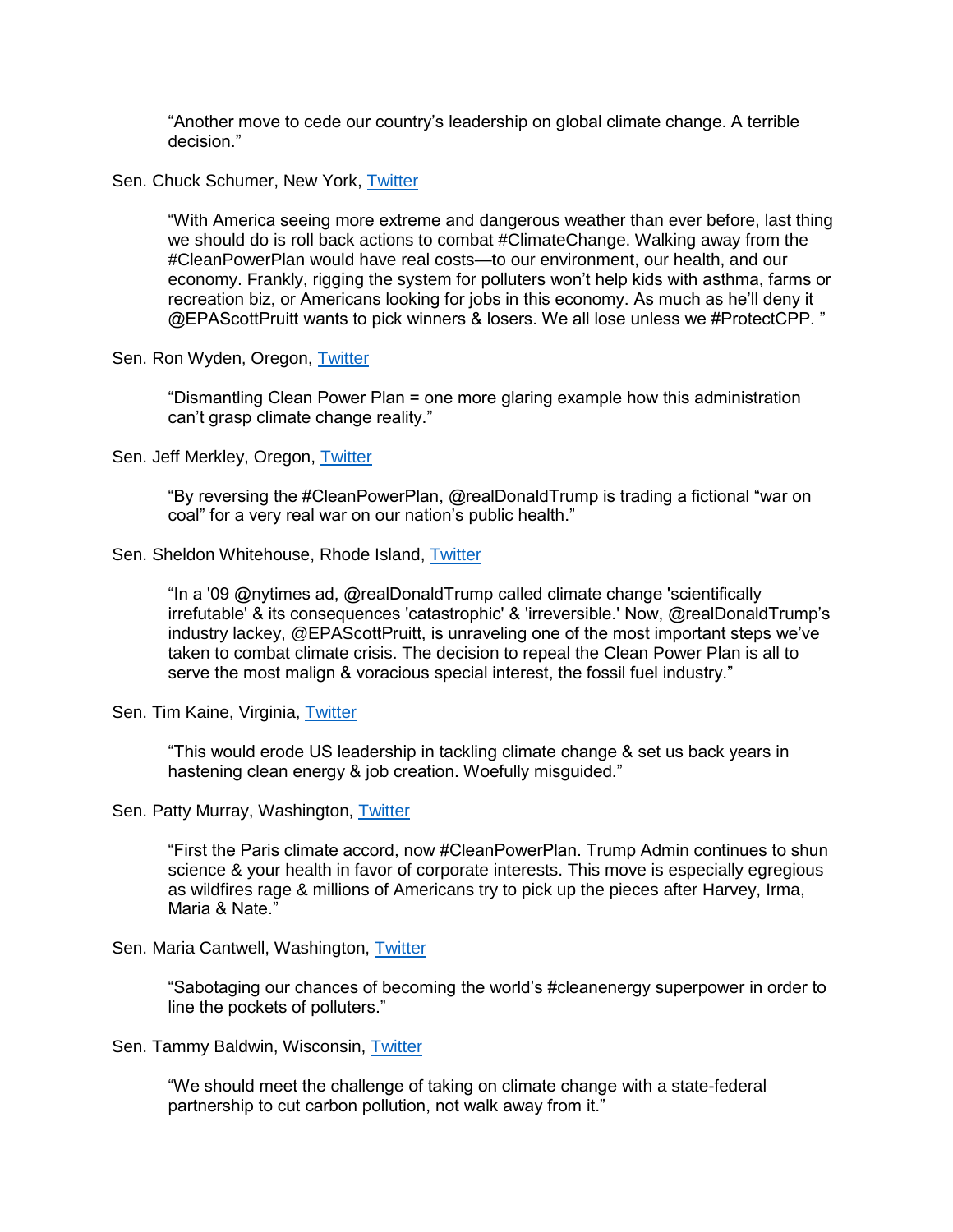> "Another move to cede our country's leadership on global climate change. A terrible decision."

Sen. Chuck Schumer, New York, [Twitter]

> "With America seeing more extreme and dangerous weather than ever before, last thing we should do is roll back actions to combat #ClimateChange. Walking away from the #CleanPowerPlan would have real costs—to our environment, our health, and our economy. Frankly, rigging the system for polluters won't help kids with asthma, farms or recreation biz, or Americans looking for jobs in this economy. As much as he'll deny it @EPAScottPruitt wants to pick winners & losers. We all lose unless we #ProtectCPP. "

Sen. Ron Wyden, Oregon, [Twitter]

> "Dismantling Clean Power Plan = one more glaring example how this administration can't grasp climate change reality."

Sen. Jeff Merkley, Oregon, [Twitter]

> "By reversing the #CleanPowerPlan, @realDonaldTrump is trading a fictional "war on coal" for a very real war on our nation's public health."

Sen. Sheldon Whitehouse, Rhode Island, [Twitter]

> "In a '09 @nytimes ad, @realDonaldTrump called climate change 'scientifically irrefutable' & its consequences 'catastrophic' & 'irreversible.' Now, @realDonaldTrump's industry lackey, @EPAScottPruitt, is unraveling one of the most important steps we've taken to combat climate crisis. The decision to repeal the Clean Power Plan is all to serve the most malign & voracious special interest, the fossil fuel industry."

Sen. Tim Kaine, Virginia, [Twitter]

> "This would erode US leadership in tackling climate change & set us back years in hastening clean energy & job creation. Woefully misguided."

Sen. Patty Murray, Washington, [Twitter]

> "First the Paris climate accord, now #CleanPowerPlan. Trump Admin continues to shun science & your health in favor of corporate interests. This move is especially egregious as wildfires rage & millions of Americans try to pick up the pieces after Harvey, Irma, Maria & Nate."

Sen. Maria Cantwell, Washington, [Twitter]

> "Sabotaging our chances of becoming the world's #cleanenergy superpower in order to line the pockets of polluters."

Sen. Tammy Baldwin, Wisconsin, [Twitter]

> "We should meet the challenge of taking on climate change with a state-federal partnership to cut carbon pollution, not walk away from it."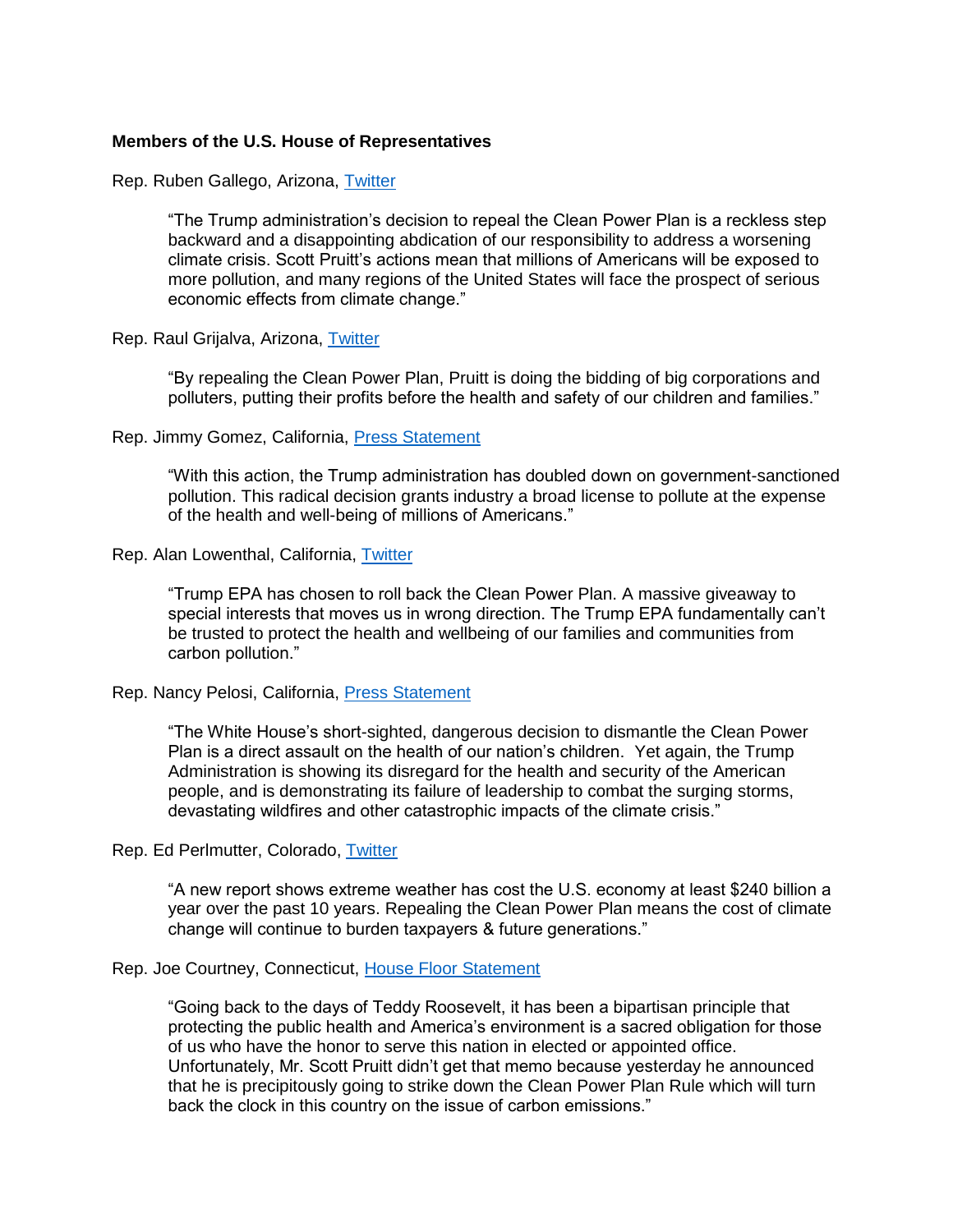**Members of the U.S. House of Representatives**

Rep. Ruben Gallego, Arizona, Twitter

> "The Trump administration's decision to repeal the Clean Power Plan is a reckless step backward and a disappointing abdication of our responsibility to address a worsening climate crisis. Scott Pruitt's actions mean that millions of Americans will be exposed to more pollution, and many regions of the United States will face the prospect of serious economic effects from climate change."

Rep. Raul Grijalva, Arizona, Twitter

> "By repealing the Clean Power Plan, Pruitt is doing the bidding of big corporations and polluters, putting their profits before the health and safety of our children and families."

Rep. Jimmy Gomez, California, Press Statement

> "With this action, the Trump administration has doubled down on government-sanctioned pollution. This radical decision grants industry a broad license to pollute at the expense of the health and well-being of millions of Americans."

Rep. Alan Lowenthal, California, Twitter

> "Trump EPA has chosen to roll back the Clean Power Plan. A massive giveaway to special interests that moves us in wrong direction. The Trump EPA fundamentally can't be trusted to protect the health and wellbeing of our families and communities from carbon pollution."

Rep. Nancy Pelosi, California, Press Statement

> "The White House's short-sighted, dangerous decision to dismantle the Clean Power Plan is a direct assault on the health of our nation's children. Yet again, the Trump Administration is showing its disregard for the health and security of the American people, and is demonstrating its failure of leadership to combat the surging storms, devastating wildfires and other catastrophic impacts of the climate crisis."

Rep. Ed Perlmutter, Colorado, Twitter

> "A new report shows extreme weather has cost the U.S. economy at least $240 billion a year over the past 10 years. Repealing the Clean Power Plan means the cost of climate change will continue to burden taxpayers & future generations."

Rep. Joe Courtney, Connecticut, House Floor Statement

> "Going back to the days of Teddy Roosevelt, it has been a bipartisan principle that protecting the public health and America's environment is a sacred obligation for those of us who have the honor to serve this nation in elected or appointed office. Unfortunately, Mr. Scott Pruitt didn't get that memo because yesterday he announced that he is precipitously going to strike down the Clean Power Plan Rule which will turn back the clock in this country on the issue of carbon emissions."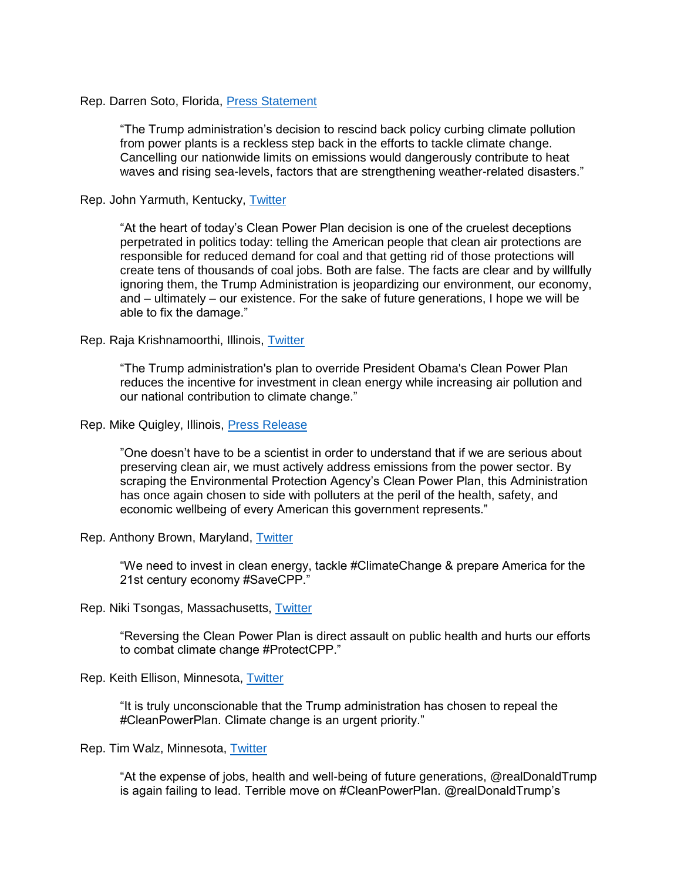Rep. Darren Soto, Florida, Press Statement

> "The Trump administration's decision to rescind back policy curbing climate pollution from power plants is a reckless step back in the efforts to tackle climate change. Cancelling our nationwide limits on emissions would dangerously contribute to heat waves and rising sea-levels, factors that are strengthening weather-related disasters."

Rep. John Yarmuth, Kentucky, Twitter

> "At the heart of today's Clean Power Plan decision is one of the cruelest deceptions perpetrated in politics today: telling the American people that clean air protections are responsible for reduced demand for coal and that getting rid of those protections will create tens of thousands of coal jobs. Both are false. The facts are clear and by willfully ignoring them, the Trump Administration is jeopardizing our environment, our economy, and – ultimately – our existence. For the sake of future generations, I hope we will be able to fix the damage."

Rep. Raja Krishnamoorthi, Illinois, Twitter

> "The Trump administration's plan to override President Obama's Clean Power Plan reduces the incentive for investment in clean energy while increasing air pollution and our national contribution to climate change."

Rep. Mike Quigley, Illinois, Press Release

> "One doesn't have to be a scientist in order to understand that if we are serious about preserving clean air, we must actively address emissions from the power sector. By scraping the Environmental Protection Agency's Clean Power Plan, this Administration has once again chosen to side with polluters at the peril of the health, safety, and economic wellbeing of every American this government represents."

Rep. Anthony Brown, Maryland, Twitter

> "We need to invest in clean energy, tackle #ClimateChange & prepare America for the 21st century economy #SaveCPP."

Rep. Niki Tsongas, Massachusetts, Twitter

> "Reversing the Clean Power Plan is direct assault on public health and hurts our efforts to combat climate change #ProtectCPP."

Rep. Keith Ellison, Minnesota, Twitter

> "It is truly unconscionable that the Trump administration has chosen to repeal the #CleanPowerPlan. Climate change is an urgent priority."

Rep. Tim Walz, Minnesota, Twitter

> "At the expense of jobs, health and well-being of future generations, @realDonaldTrump is again failing to lead. Terrible move on #CleanPowerPlan. @realDonaldTrump's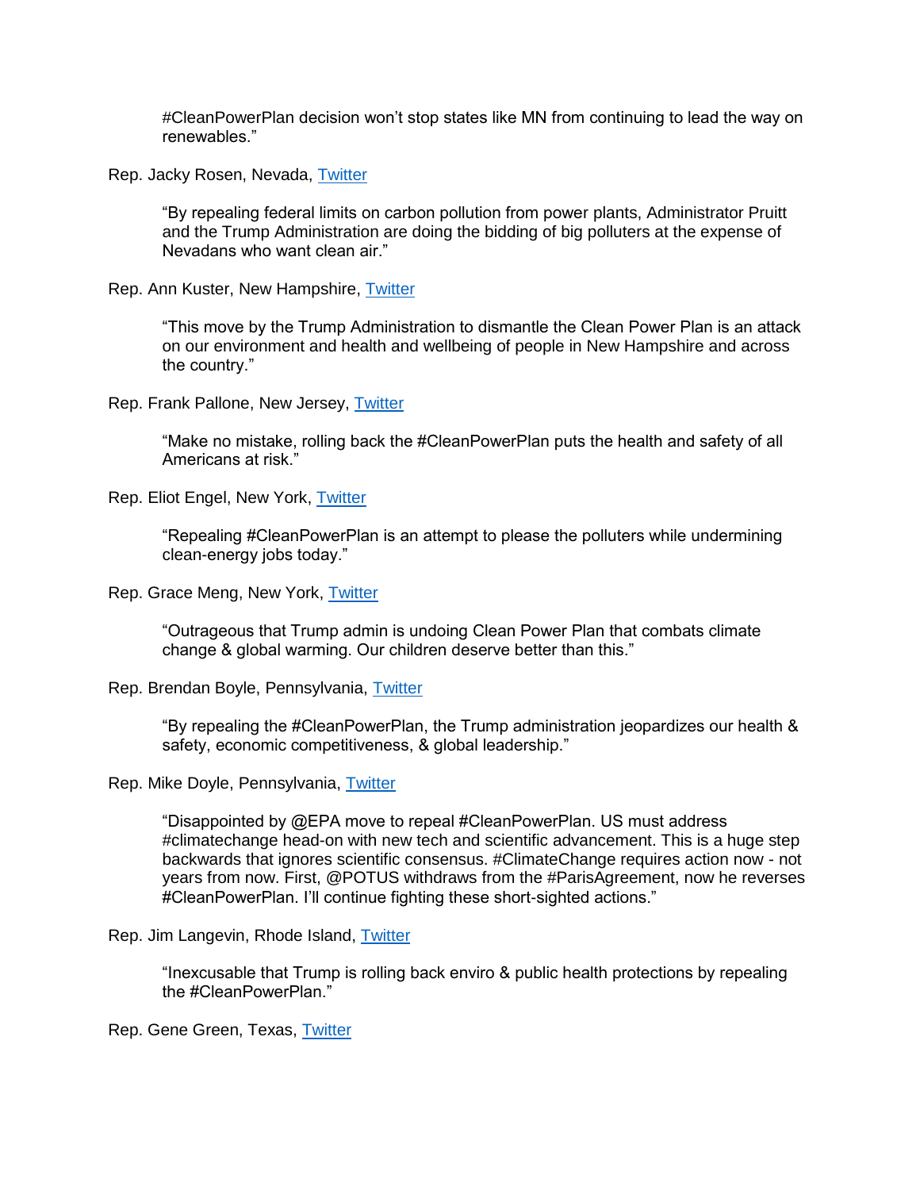#CleanPowerPlan decision won't stop states like MN from continuing to lead the way on renewables."

Rep. Jacky Rosen, Nevada, [Twitter]

> "By repealing federal limits on carbon pollution from power plants, Administrator Pruitt and the Trump Administration are doing the bidding of big polluters at the expense of Nevadans who want clean air."

Rep. Ann Kuster, New Hampshire, [Twitter]

> "This move by the Trump Administration to dismantle the Clean Power Plan is an attack on our environment and health and wellbeing of people in New Hampshire and across the country."

Rep. Frank Pallone, New Jersey, [Twitter]

> "Make no mistake, rolling back the #CleanPowerPlan puts the health and safety of all Americans at risk."

Rep. Eliot Engel, New York, [Twitter]

> "Repealing #CleanPowerPlan is an attempt to please the polluters while undermining clean-energy jobs today."

Rep. Grace Meng, New York, [Twitter]

> "Outrageous that Trump admin is undoing Clean Power Plan that combats climate change & global warming. Our children deserve better than this."

Rep. Brendan Boyle, Pennsylvania, [Twitter]

> "By repealing the #CleanPowerPlan, the Trump administration jeopardizes our health & safety, economic competitiveness, & global leadership."

Rep. Mike Doyle, Pennsylvania, [Twitter]

> "Disappointed by @EPA move to repeal #CleanPowerPlan. US must address #climatechange head-on with new tech and scientific advancement. This is a huge step backwards that ignores scientific consensus. #ClimateChange requires action now - not years from now. First, @POTUS withdraws from the #ParisAgreement, now he reverses #CleanPowerPlan. I'll continue fighting these short-sighted actions."

Rep. Jim Langevin, Rhode Island, [Twitter]

> "Inexcusable that Trump is rolling back enviro & public health protections by repealing the #CleanPowerPlan."

Rep. Gene Green, Texas, [Twitter]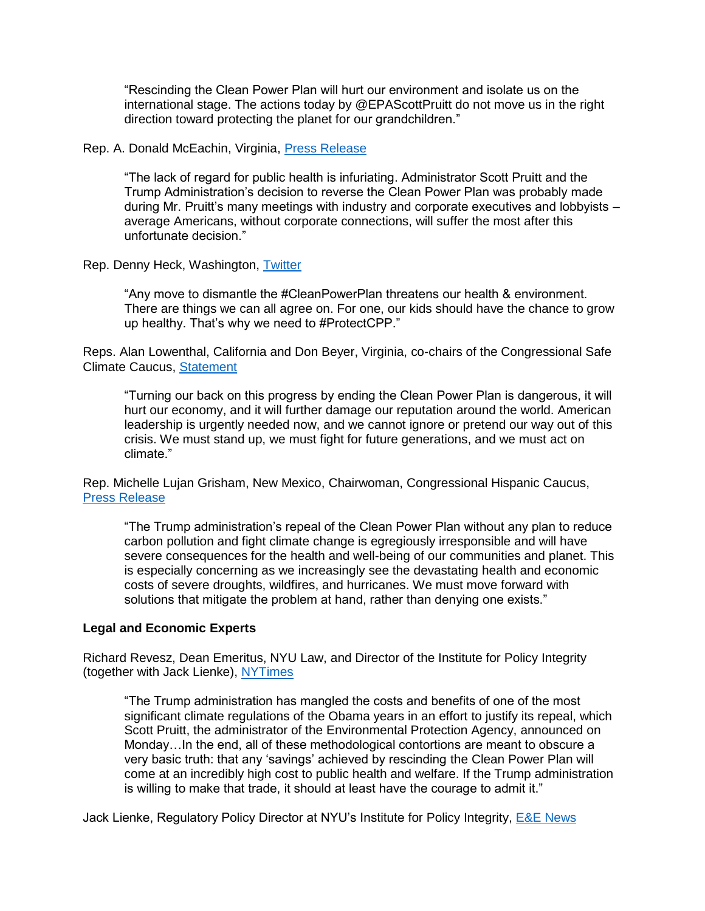> "Rescinding the Clean Power Plan will hurt our environment and isolate us on the international stage. The actions today by @EPAScottPruitt do not move us in the right direction toward protecting the planet for our grandchildren."

Rep. A. Donald McEachin, Virginia, [Press Release]

> "The lack of regard for public health is infuriating. Administrator Scott Pruitt and the Trump Administration's decision to reverse the Clean Power Plan was probably made during Mr. Pruitt's many meetings with industry and corporate executives and lobbyists – average Americans, without corporate connections, will suffer the most after this unfortunate decision."

Rep. Denny Heck, Washington, [Twitter]

> "Any move to dismantle the #CleanPowerPlan threatens our health & environment. There are things we can all agree on. For one, our kids should have the chance to grow up healthy. That's why we need to #ProtectCPP."

Reps. Alan Lowenthal, California and Don Beyer, Virginia, co-chairs of the Congressional Safe Climate Caucus, [Statement]

> "Turning our back on this progress by ending the Clean Power Plan is dangerous, it will hurt our economy, and it will further damage our reputation around the world. American leadership is urgently needed now, and we cannot ignore or pretend our way out of this crisis. We must stand up, we must fight for future generations, and we must act on climate."

Rep. Michelle Lujan Grisham, New Mexico, Chairwoman, Congressional Hispanic Caucus, [Press Release]

> "The Trump administration's repeal of the Clean Power Plan without any plan to reduce carbon pollution and fight climate change is egregiously irresponsible and will have severe consequences for the health and well-being of our communities and planet. This is especially concerning as we increasingly see the devastating health and economic costs of severe droughts, wildfires, and hurricanes. We must move forward with solutions that mitigate the problem at hand, rather than denying one exists."

**Legal and Economic Experts**

Richard Revesz, Dean Emeritus, NYU Law, and Director of the Institute for Policy Integrity (together with Jack Lienke), [NYTimes]

> "The Trump administration has mangled the costs and benefits of one of the most significant climate regulations of the Obama years in an effort to justify its repeal, which Scott Pruitt, the administrator of the Environmental Protection Agency, announced on Monday…In the end, all of these methodological contortions are meant to obscure a very basic truth: that any 'savings' achieved by rescinding the Clean Power Plan will come at an incredibly high cost to public health and welfare. If the Trump administration is willing to make that trade, it should at least have the courage to admit it."

Jack Lienke, Regulatory Policy Director at NYU's Institute for Policy Integrity, [E&E News]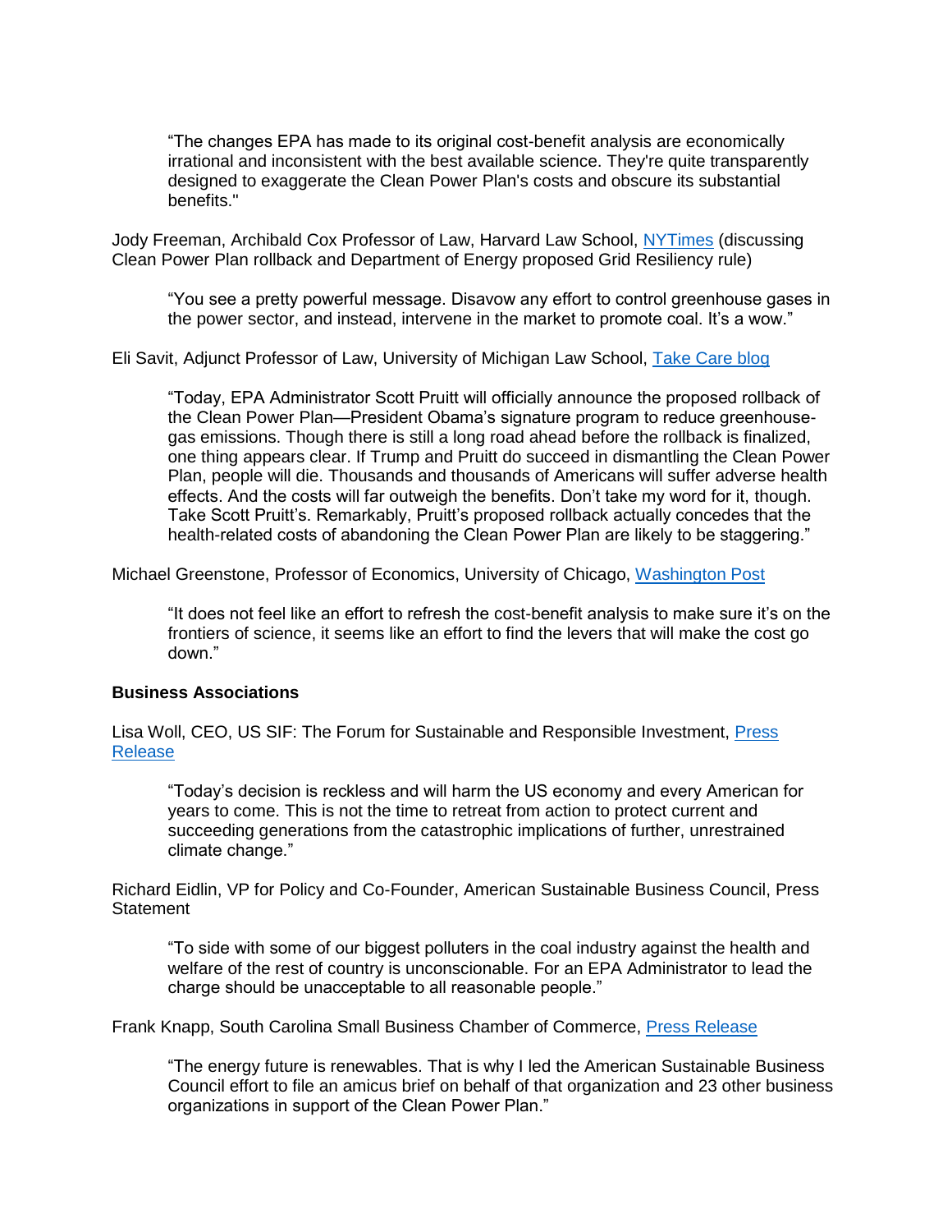> "The changes EPA has made to its original cost-benefit analysis are economically irrational and inconsistent with the best available science. They're quite transparently designed to exaggerate the Clean Power Plan's costs and obscure its substantial benefits."

Jody Freeman, Archibald Cox Professor of Law, Harvard Law School, [NYTimes](#) (discussing Clean Power Plan rollback and Department of Energy proposed Grid Resiliency rule)

> "You see a pretty powerful message. Disavow any effort to control greenhouse gases in the power sector, and instead, intervene in the market to promote coal. It's a wow."

Eli Savit, Adjunct Professor of Law, University of Michigan Law School, [Take Care blog](#)

> "Today, EPA Administrator Scott Pruitt will officially announce the proposed rollback of the Clean Power Plan—President Obama's signature program to reduce greenhouse-gas emissions. Though there is still a long road ahead before the rollback is finalized, one thing appears clear. If Trump and Pruitt do succeed in dismantling the Clean Power Plan, people will die. Thousands and thousands of Americans will suffer adverse health effects. And the costs will far outweigh the benefits. Don't take my word for it, though. Take Scott Pruitt's. Remarkably, Pruitt's proposed rollback actually concedes that the health-related costs of abandoning the Clean Power Plan are likely to be staggering."

Michael Greenstone, Professor of Economics, University of Chicago, [Washington Post](#)

> "It does not feel like an effort to refresh the cost-benefit analysis to make sure it's on the frontiers of science, it seems like an effort to find the levers that will make the cost go down."

**Business Associations**

Lisa Woll, CEO, US SIF: The Forum for Sustainable and Responsible Investment, [Press Release](#)

> "Today's decision is reckless and will harm the US economy and every American for years to come. This is not the time to retreat from action to protect current and succeeding generations from the catastrophic implications of further, unrestrained climate change."

Richard Eidlin, VP for Policy and Co-Founder, American Sustainable Business Council, Press Statement

> "To side with some of our biggest polluters in the coal industry against the health and welfare of the rest of country is unconscionable. For an EPA Administrator to lead the charge should be unacceptable to all reasonable people."

Frank Knapp, South Carolina Small Business Chamber of Commerce, [Press Release](#)

> "The energy future is renewables. That is why I led the American Sustainable Business Council effort to file an amicus brief on behalf of that organization and 23 other business organizations in support of the Clean Power Plan."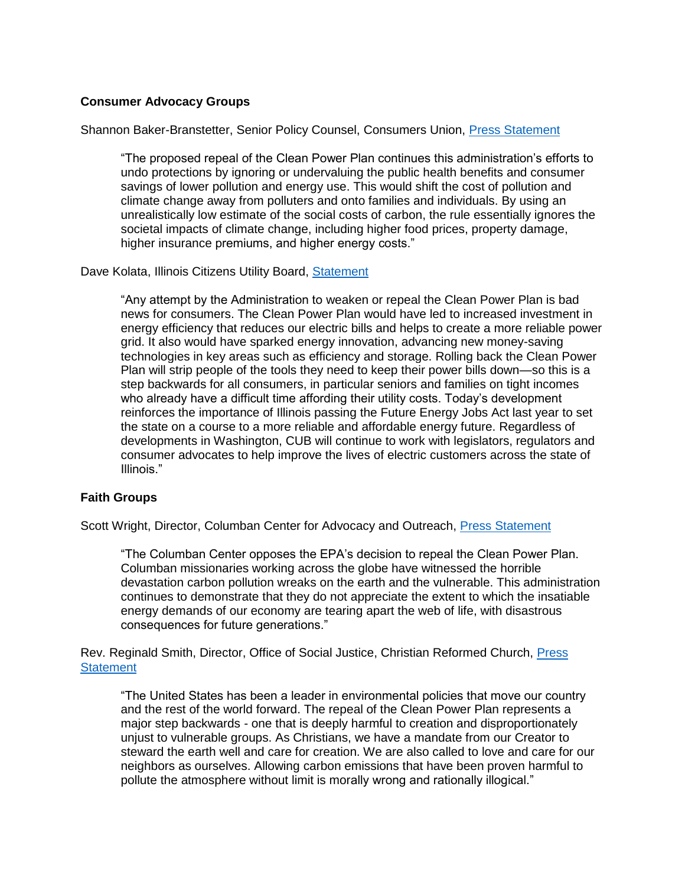**Consumer Advocacy Groups**

Shannon Baker-Branstetter, Senior Policy Counsel, Consumers Union, Press Statement

> "The proposed repeal of the Clean Power Plan continues this administration's efforts to undo protections by ignoring or undervaluing the public health benefits and consumer savings of lower pollution and energy use. This would shift the cost of pollution and climate change away from polluters and onto families and individuals. By using an unrealistically low estimate of the social costs of carbon, the rule essentially ignores the societal impacts of climate change, including higher food prices, property damage, higher insurance premiums, and higher energy costs."

Dave Kolata, Illinois Citizens Utility Board, Statement

> "Any attempt by the Administration to weaken or repeal the Clean Power Plan is bad news for consumers. The Clean Power Plan would have led to increased investment in energy efficiency that reduces our electric bills and helps to create a more reliable power grid. It also would have sparked energy innovation, advancing new money-saving technologies in key areas such as efficiency and storage. Rolling back the Clean Power Plan will strip people of the tools they need to keep their power bills down—so this is a step backwards for all consumers, in particular seniors and families on tight incomes who already have a difficult time affording their utility costs. Today's development reinforces the importance of Illinois passing the Future Energy Jobs Act last year to set the state on a course to a more reliable and affordable energy future. Regardless of developments in Washington, CUB will continue to work with legislators, regulators and consumer advocates to help improve the lives of electric customers across the state of Illinois."

**Faith Groups**

Scott Wright, Director, Columban Center for Advocacy and Outreach, Press Statement

> "The Columban Center opposes the EPA's decision to repeal the Clean Power Plan. Columban missionaries working across the globe have witnessed the horrible devastation carbon pollution wreaks on the earth and the vulnerable. This administration continues to demonstrate that they do not appreciate the extent to which the insatiable energy demands of our economy are tearing apart the web of life, with disastrous consequences for future generations."

Rev. Reginald Smith, Director, Office of Social Justice, Christian Reformed Church, Press Statement

> "The United States has been a leader in environmental policies that move our country and the rest of the world forward. The repeal of the Clean Power Plan represents a major step backwards - one that is deeply harmful to creation and disproportionately unjust to vulnerable groups. As Christians, we have a mandate from our Creator to steward the earth well and care for creation. We are also called to love and care for our neighbors as ourselves. Allowing carbon emissions that have been proven harmful to pollute the atmosphere without limit is morally wrong and rationally illogical."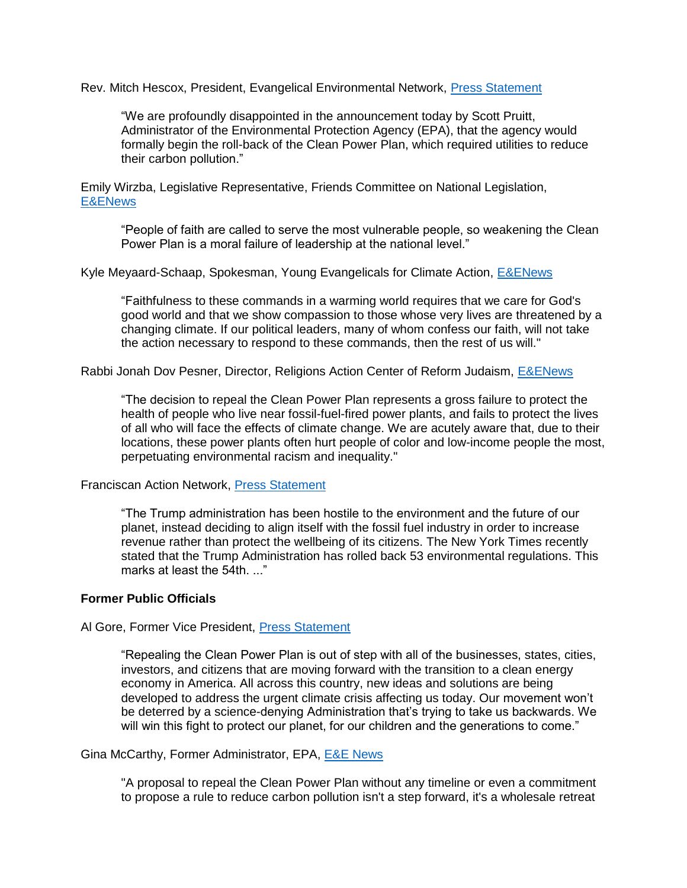Rev. Mitch Hescox, President, Evangelical Environmental Network, Press Statement

> “We are profoundly disappointed in the announcement today by Scott Pruitt, Administrator of the Environmental Protection Agency (EPA), that the agency would formally begin the roll-back of the Clean Power Plan, which required utilities to reduce their carbon pollution.”

Emily Wirzba, Legislative Representative, Friends Committee on National Legislation, E&ENews

> “People of faith are called to serve the most vulnerable people, so weakening the Clean Power Plan is a moral failure of leadership at the national level.”

Kyle Meyaard-Schaap, Spokesman, Young Evangelicals for Climate Action, E&ENews

> “Faithfulness to these commands in a warming world requires that we care for God's good world and that we show compassion to those whose very lives are threatened by a changing climate. If our political leaders, many of whom confess our faith, will not take the action necessary to respond to these commands, then the rest of us will."

Rabbi Jonah Dov Pesner, Director, Religions Action Center of Reform Judaism, E&ENews

> “The decision to repeal the Clean Power Plan represents a gross failure to protect the health of people who live near fossil-fuel-fired power plants, and fails to protect the lives of all who will face the effects of climate change. We are acutely aware that, due to their locations, these power plants often hurt people of color and low-income people the most, perpetuating environmental racism and inequality."

Franciscan Action Network, Press Statement

> “The Trump administration has been hostile to the environment and the future of our planet, instead deciding to align itself with the fossil fuel industry in order to increase revenue rather than protect the wellbeing of its citizens. The New York Times recently stated that the Trump Administration has rolled back 53 environmental regulations. This marks at least the 54th. ...”

**Former Public Officials**

Al Gore, Former Vice President, Press Statement

> “Repealing the Clean Power Plan is out of step with all of the businesses, states, cities, investors, and citizens that are moving forward with the transition to a clean energy economy in America. All across this country, new ideas and solutions are being developed to address the urgent climate crisis affecting us today. Our movement won’t be deterred by a science-denying Administration that’s trying to take us backwards. We will win this fight to protect our planet, for our children and the generations to come.”

Gina McCarthy, Former Administrator, EPA, E&E News

> "A proposal to repeal the Clean Power Plan without any timeline or even a commitment to propose a rule to reduce carbon pollution isn't a step forward, it's a wholesale retreat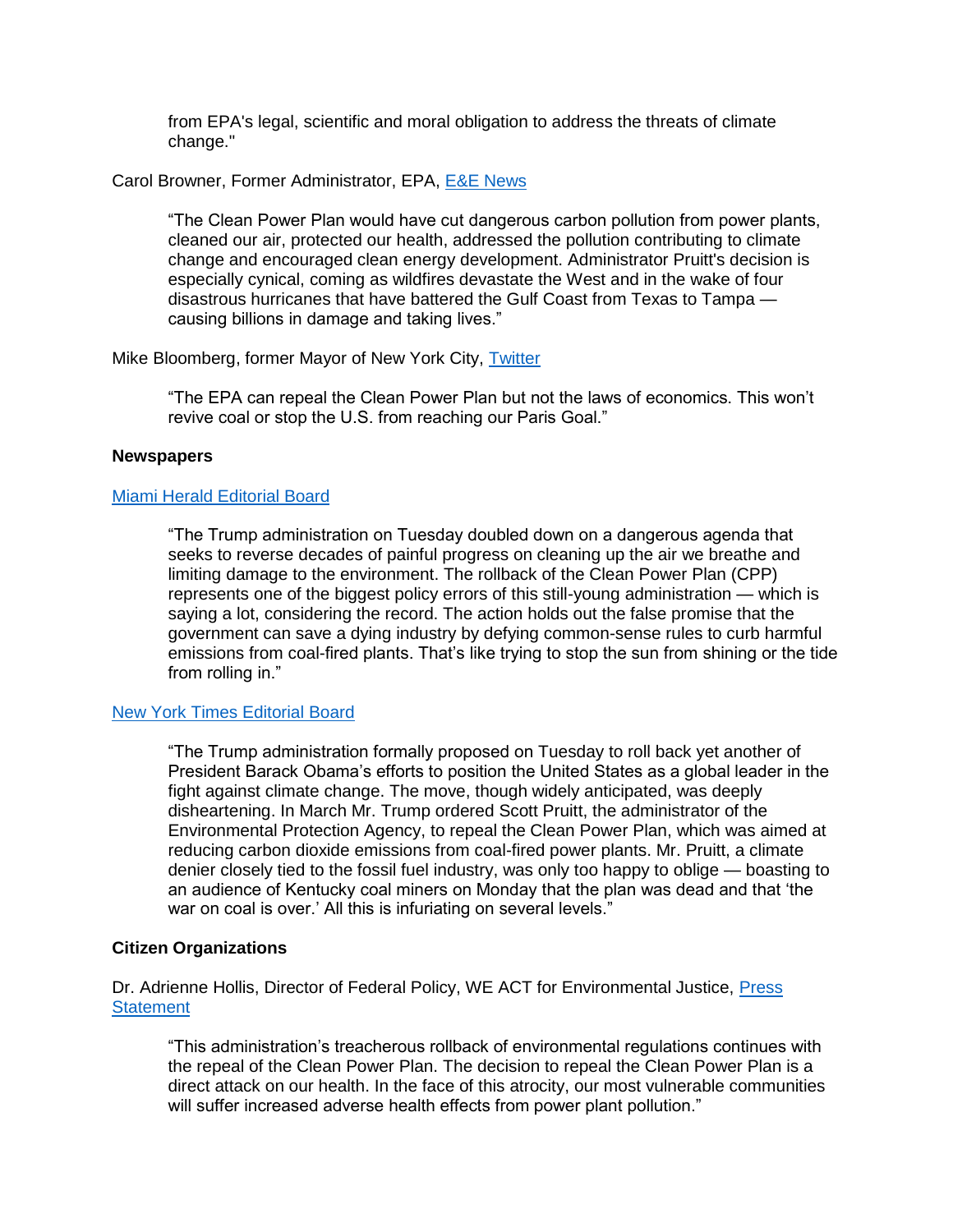from EPA's legal, scientific and moral obligation to address the threats of climate change."

Carol Browner, Former Administrator, EPA, [E&E News]

> "The Clean Power Plan would have cut dangerous carbon pollution from power plants, cleaned our air, protected our health, addressed the pollution contributing to climate change and encouraged clean energy development. Administrator Pruitt's decision is especially cynical, coming as wildfires devastate the West and in the wake of four disastrous hurricanes that have battered the Gulf Coast from Texas to Tampa — causing billions in damage and taking lives."

Mike Bloomberg, former Mayor of New York City, [Twitter]

> "The EPA can repeal the Clean Power Plan but not the laws of economics. This won't revive coal or stop the U.S. from reaching our Paris Goal."

**Newspapers**

[Miami Herald Editorial Board]

> "The Trump administration on Tuesday doubled down on a dangerous agenda that seeks to reverse decades of painful progress on cleaning up the air we breathe and limiting damage to the environment. The rollback of the Clean Power Plan (CPP) represents one of the biggest policy errors of this still-young administration — which is saying a lot, considering the record. The action holds out the false promise that the government can save a dying industry by defying common-sense rules to curb harmful emissions from coal-fired plants. That's like trying to stop the sun from shining or the tide from rolling in."

[New York Times Editorial Board]

> "The Trump administration formally proposed on Tuesday to roll back yet another of President Barack Obama's efforts to position the United States as a global leader in the fight against climate change. The move, though widely anticipated, was deeply disheartening. In March Mr. Trump ordered Scott Pruitt, the administrator of the Environmental Protection Agency, to repeal the Clean Power Plan, which was aimed at reducing carbon dioxide emissions from coal-fired power plants. Mr. Pruitt, a climate denier closely tied to the fossil fuel industry, was only too happy to oblige — boasting to an audience of Kentucky coal miners on Monday that the plan was dead and that 'the war on coal is over.' All this is infuriating on several levels."

**Citizen Organizations**

Dr. Adrienne Hollis, Director of Federal Policy, WE ACT for Environmental Justice, [Press Statement]

> "This administration's treacherous rollback of environmental regulations continues with the repeal of the Clean Power Plan. The decision to repeal the Clean Power Plan is a direct attack on our health. In the face of this atrocity, our most vulnerable communities will suffer increased adverse health effects from power plant pollution."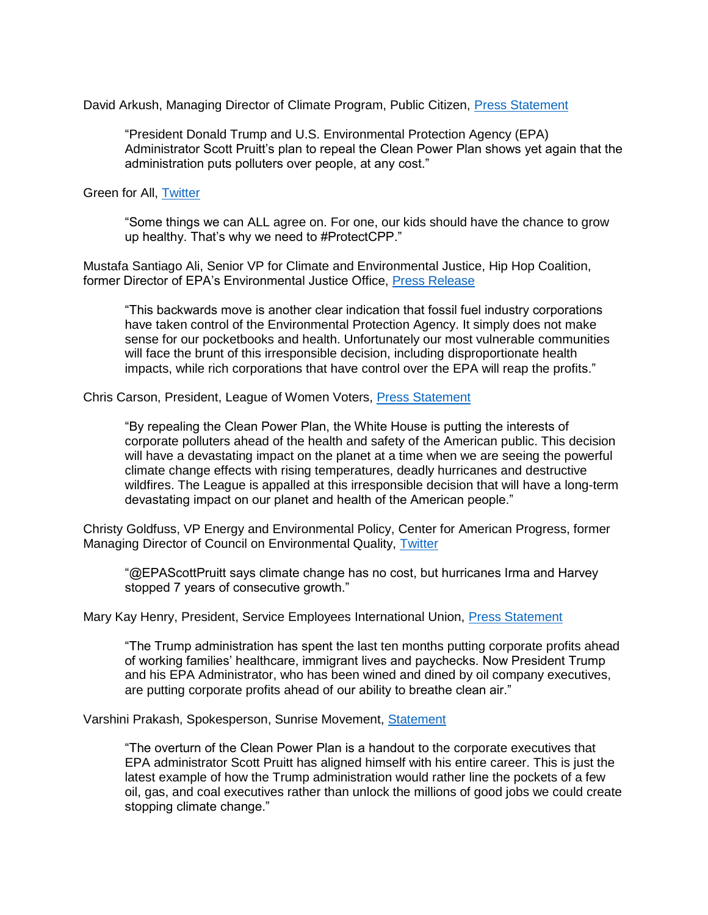David Arkush, Managing Director of Climate Program, Public Citizen, [Press Statement](#)

> "President Donald Trump and U.S. Environmental Protection Agency (EPA) Administrator Scott Pruitt's plan to repeal the Clean Power Plan shows yet again that the administration puts polluters over people, at any cost."

Green for All, [Twitter](#)

> "Some things we can ALL agree on. For one, our kids should have the chance to grow up healthy. That's why we need to #ProtectCPP."

Mustafa Santiago Ali, Senior VP for Climate and Environmental Justice, Hip Hop Coalition, former Director of EPA's Environmental Justice Office, [Press Release](#)

> "This backwards move is another clear indication that fossil fuel industry corporations have taken control of the Environmental Protection Agency. It simply does not make sense for our pocketbooks and health. Unfortunately our most vulnerable communities will face the brunt of this irresponsible decision, including disproportionate health impacts, while rich corporations that have control over the EPA will reap the profits."

Chris Carson, President, League of Women Voters, [Press Statement](#)

> "By repealing the Clean Power Plan, the White House is putting the interests of corporate polluters ahead of the health and safety of the American public. This decision will have a devastating impact on the planet at a time when we are seeing the powerful climate change effects with rising temperatures, deadly hurricanes and destructive wildfires. The League is appalled at this irresponsible decision that will have a long-term devastating impact on our planet and health of the American people."

Christy Goldfuss, VP Energy and Environmental Policy, Center for American Progress, former Managing Director of Council on Environmental Quality, [Twitter](#)

> "@EPAScottPruitt says climate change has no cost, but hurricanes Irma and Harvey stopped 7 years of consecutive growth."

Mary Kay Henry, President, Service Employees International Union, [Press Statement](#)

> "The Trump administration has spent the last ten months putting corporate profits ahead of working families' healthcare, immigrant lives and paychecks. Now President Trump and his EPA Administrator, who has been wined and dined by oil company executives, are putting corporate profits ahead of our ability to breathe clean air."

Varshini Prakash, Spokesperson, Sunrise Movement, [Statement](#)

> "The overturn of the Clean Power Plan is a handout to the corporate executives that EPA administrator Scott Pruitt has aligned himself with his entire career. This is just the latest example of how the Trump administration would rather line the pockets of a few oil, gas, and coal executives rather than unlock the millions of good jobs we could create stopping climate change."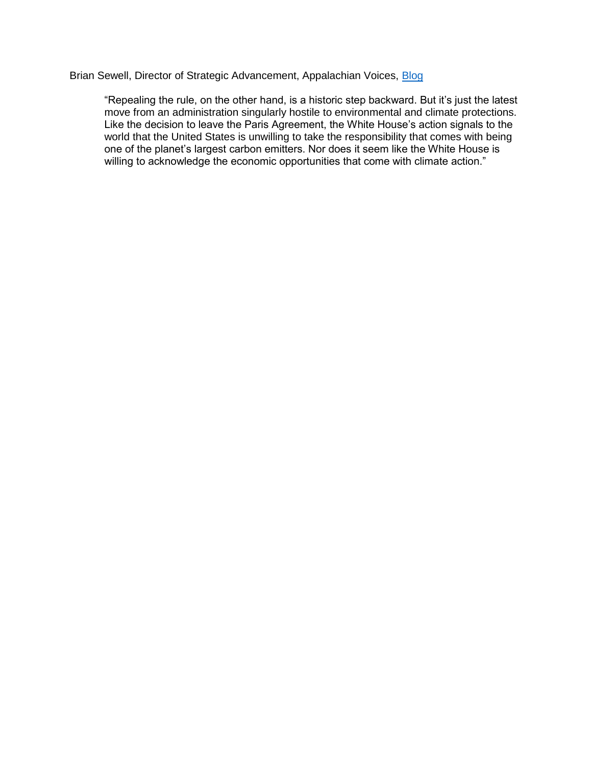Brian Sewell, Director of Strategic Advancement, Appalachian Voices, Blog

> "Repealing the rule, on the other hand, is a historic step backward. But it's just the latest move from an administration singularly hostile to environmental and climate protections. Like the decision to leave the Paris Agreement, the White House's action signals to the world that the United States is unwilling to take the responsibility that comes with being one of the planet's largest carbon emitters. Nor does it seem like the White House is willing to acknowledge the economic opportunities that come with climate action."